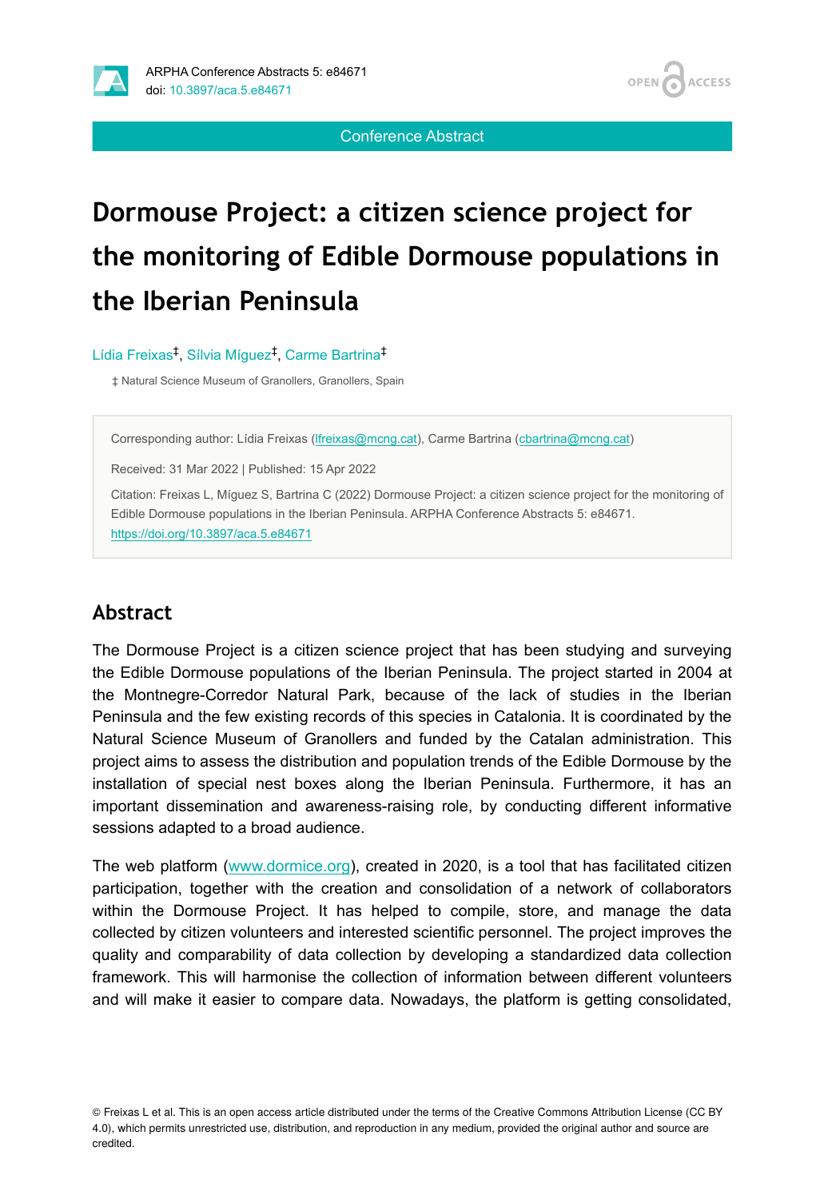Conference Abstract

# Dormouse Project: a citizen science project for the monitoring of Edible Dormouse populations in the Iberian Peninsula

Lídia Freixas[‡], Sílvia Míguez[‡], Carme Bartrina[‡]

‡ Natural Science Museum of Granollers, Granollers, Spain

Corresponding author: Lídia Freixas (lfreixas@mcng.cat), Carme Bartrina (cbartrina@mcng.cat)

Received: 31 Mar 2022 | Published: 15 Apr 2022

Citation: Freixas L, Míguez S, Bartrina C (2022) Dormouse Project: a citizen science project for the monitoring of Edible Dormouse populations in the Iberian Peninsula. ARPHA Conference Abstracts 5: e84671. https://doi.org/10.3897/aca.5.e84671

## Abstract

The Dormouse Project is a citizen science project that has been studying and surveying the Edible Dormouse populations of the Iberian Peninsula. The project started in 2004 at the Montnegre-Corredor Natural Park, because of the lack of studies in the Iberian Peninsula and the few existing records of this species in Catalonia. It is coordinated by the Natural Science Museum of Granollers and funded by the Catalan administration. This project aims to assess the distribution and population trends of the Edible Dormouse by the installation of special nest boxes along the Iberian Peninsula. Furthermore, it has an important dissemination and awareness-raising role, by conducting different informative sessions adapted to a broad audience.

The web platform (www.dormice.org), created in 2020, is a tool that has facilitated citizen participation, together with the creation and consolidation of a network of collaborators within the Dormouse Project. It has helped to compile, store, and manage the data collected by citizen volunteers and interested scientific personnel. The project improves the quality and comparability of data collection by developing a standardized data collection framework. This will harmonise the collection of information between different volunteers and will make it easier to compare data. Nowadays, the platform is getting consolidated,

© Freixas L et al. This is an open access article distributed under the terms of the Creative Commons Attribution License (CC BY 4.0), which permits unrestricted use, distribution, and reproduction in any medium, provided the original author and source are credited.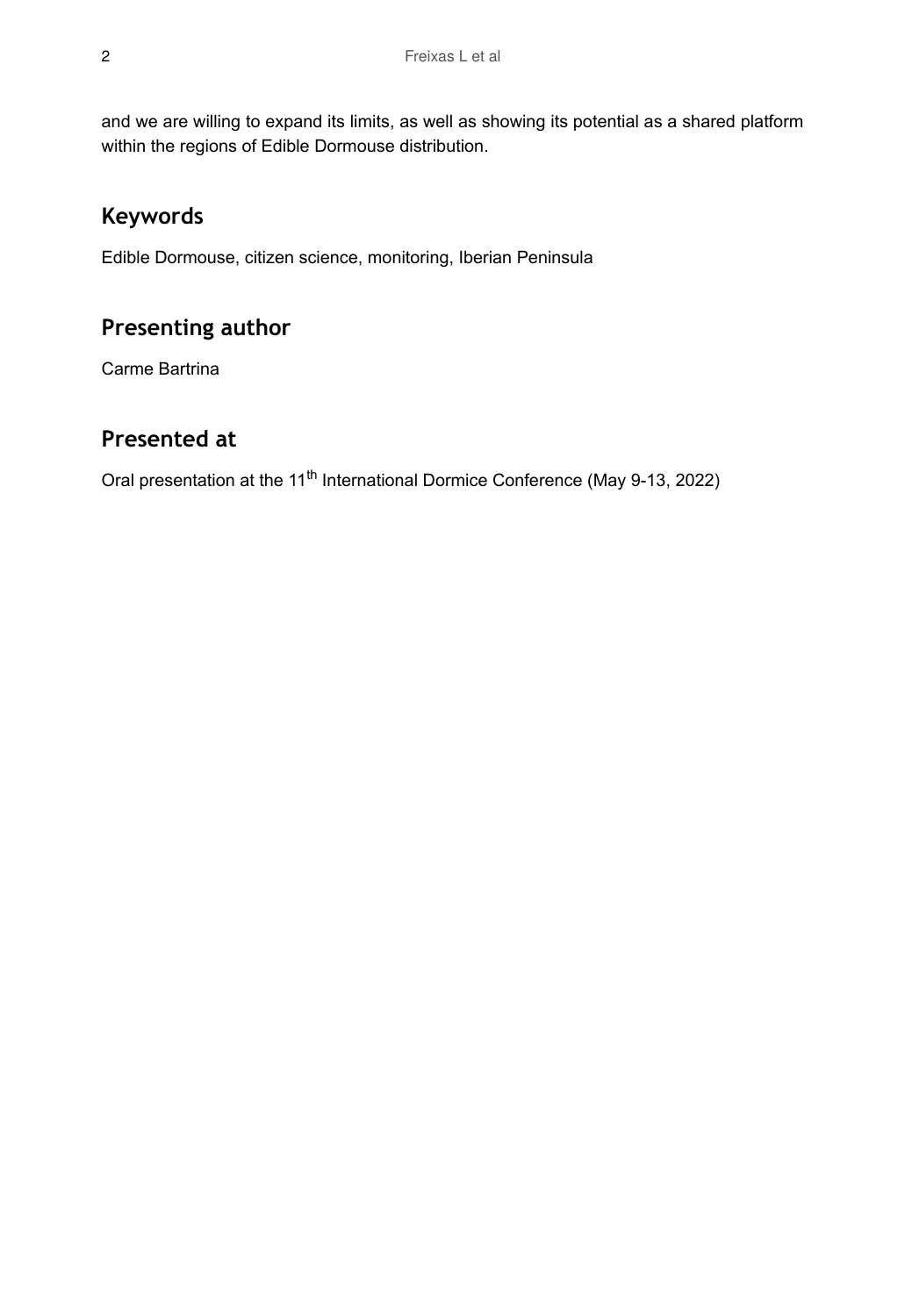and we are willing to expand its limits, as well as showing its potential as a shared platform within the regions of Edible Dormouse distribution.

## Keywords

Edible Dormouse, citizen science, monitoring, Iberian Peninsula

## Presenting author

Carme Bartrina

## Presented at

Oral presentation at the 11th International Dormice Conference (May 9-13, 2022)